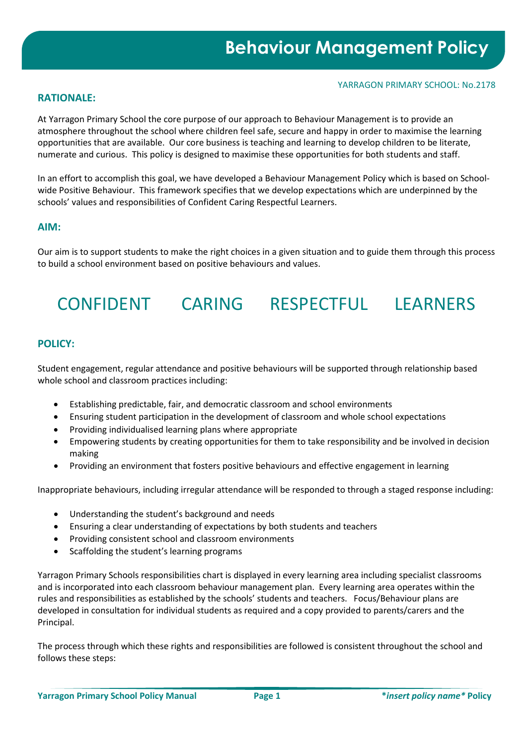# Behaviour Management Policy

YARRAGON PRIMARY SCHOOL: No.2178

## RATIONALE:

At Yarragon Primary School the core purpose of our approach to Behaviour Management is to provide an atmosphere throughout the school where children feel safe, secure and happy in order to maximise the learning opportunities that are available. Our core business is teaching and learning to develop children to be literate, numerate and curious. This policy is designed to maximise these opportunities for both students and staff.

In an effort to accomplish this goal, we have developed a Behaviour Management Policy which is based on School-wide Positive Behaviour. This framework specifies that we develop expectations which are underpinned by the schools' values and responsibilities of Confident Caring Respectful Learners.

## AIM:

Our aim is to support students to make the right choices in a given situation and to guide them through this process to build a school environment based on positive behaviours and values.

CONFIDENT CARING RESPECTFUL LEARNERS

## POLICY:

Student engagement, regular attendance and positive behaviours will be supported through relationship based whole school and classroom practices including:

- Establishing predictable, fair, and democratic classroom and school environments
- Ensuring student participation in the development of classroom and whole school expectations
- Providing individualised learning plans where appropriate
- Empowering students by creating opportunities for them to take responsibility and be involved in decision making
- Providing an environment that fosters positive behaviours and effective engagement in learning

Inappropriate behaviours, including irregular attendance will be responded to through a staged response including:

- Understanding the student's background and needs
- Ensuring a clear understanding of expectations by both students and teachers
- Providing consistent school and classroom environments
- Scaffolding the student's learning programs

Yarragon Primary Schools responsibilities chart is displayed in every learning area including specialist classrooms and is incorporated into each classroom behaviour management plan. Every learning area operates within the rules and responsibilities as established by the schools' students and teachers. Focus/Behaviour plans are developed in consultation for individual students as required and a copy provided to parents/carers and the Principal.

The process through which these rights and responsibilities are followed is consistent throughout the school and follows these steps: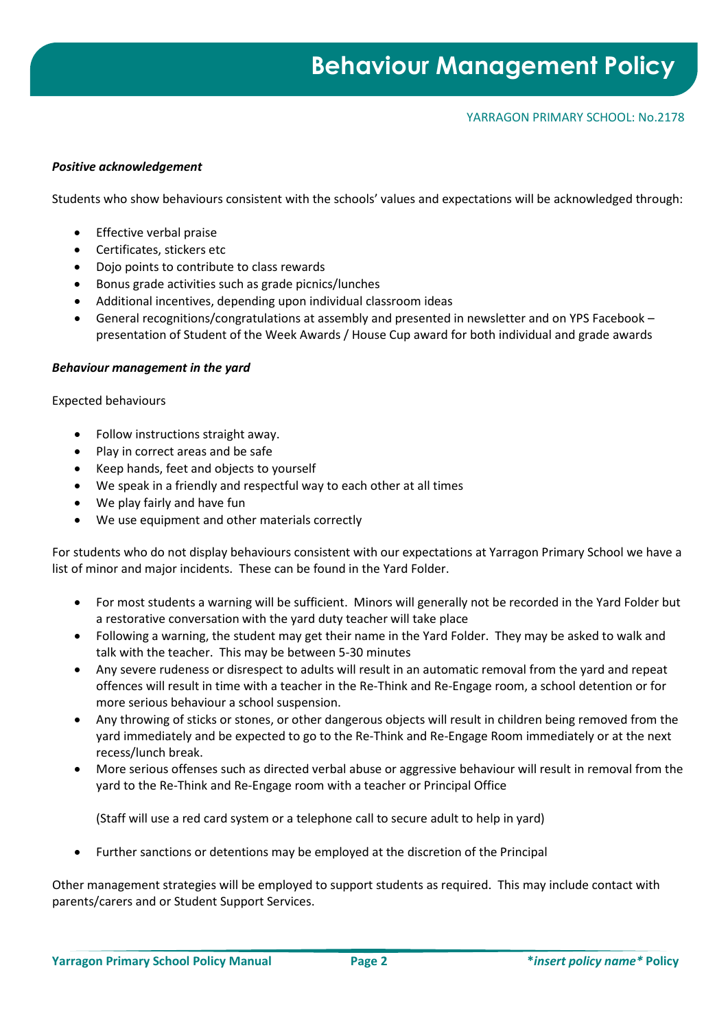#### *Positive acknowledgement*

Students who show behaviours consistent with the schools' values and expectations will be acknowledged through:

- Effective verbal praise
- Certificates, stickers etc
- Dojo points to contribute to class rewards
- Bonus grade activities such as grade picnics/lunches
- Additional incentives, depending upon individual classroom ideas
- General recognitions/congratulations at assembly and presented in newsletter and on YPS Facebook – presentation of Student of the Week Awards / House Cup award for both individual and grade awards

#### *Behaviour management in the yard*

Expected behaviours

- Follow instructions straight away.
- Play in correct areas and be safe
- Keep hands, feet and objects to yourself
- We speak in a friendly and respectful way to each other at all times
- We play fairly and have fun
- We use equipment and other materials correctly

For students who do not display behaviours consistent with our expectations at Yarragon Primary School we have a list of minor and major incidents. These can be found in the Yard Folder.

- For most students a warning will be sufficient. Minors will generally not be recorded in the Yard Folder but a restorative conversation with the yard duty teacher will take place
- Following a warning, the student may get their name in the Yard Folder. They may be asked to walk and talk with the teacher. This may be between 5-30 minutes
- Any severe rudeness or disrespect to adults will result in an automatic removal from the yard and repeat offences will result in time with a teacher in the Re-Think and Re-Engage room, a school detention or for more serious behaviour a school suspension.
- Any throwing of sticks or stones, or other dangerous objects will result in children being removed from the yard immediately and be expected to go to the Re-Think and Re-Engage Room immediately or at the next recess/lunch break.
- More serious offenses such as directed verbal abuse or aggressive behaviour will result in removal from the yard to the Re-Think and Re-Engage room with a teacher or Principal Office

  (Staff will use a red card system or a telephone call to secure adult to help in yard)

- Further sanctions or detentions may be employed at the discretion of the Principal

Other management strategies will be employed to support students as required. This may include contact with parents/carers and or Student Support Services.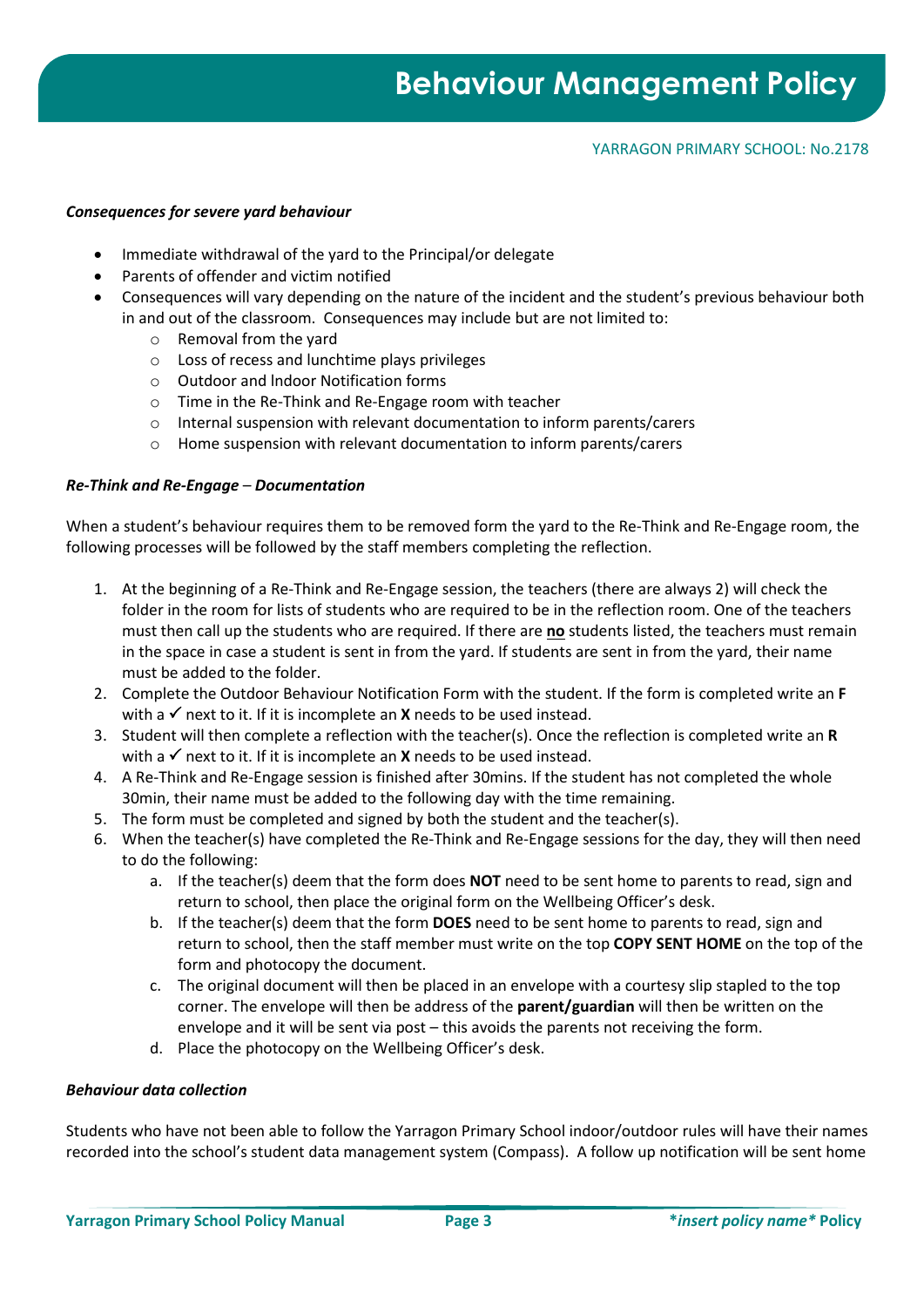#### *Consequences for severe yard behaviour*

- Immediate withdrawal of the yard to the Principal/or delegate
- Parents of offender and victim notified
- Consequences will vary depending on the nature of the incident and the student's previous behaviour both in and out of the classroom. Consequences may include but are not limited to:
  - Removal from the yard
  - Loss of recess and lunchtime plays privileges
  - Outdoor and Indoor Notification forms
  - Time in the Re-Think and Re-Engage room with teacher
  - Internal suspension with relevant documentation to inform parents/carers
  - Home suspension with relevant documentation to inform parents/carers

#### *Re-Think and Re-Engage – Documentation*

When a student's behaviour requires them to be removed form the yard to the Re-Think and Re-Engage room, the following processes will be followed by the staff members completing the reflection.

1. At the beginning of a Re-Think and Re-Engage session, the teachers (there are always 2) will check the folder in the room for lists of students who are required to be in the reflection room. One of the teachers must then call up the students who are required. If there are **<u>no</u>** students listed, the teachers must remain in the space in case a student is sent in from the yard. If students are sent in from the yard, their name must be added to the folder.
2. Complete the Outdoor Behaviour Notification Form with the student. If the form is completed write an **F** with a ✓ next to it. If it is incomplete an **X** needs to be used instead.
3. Student will then complete a reflection with the teacher(s). Once the reflection is completed write an **R** with a ✓ next to it. If it is incomplete an **X** needs to be used instead.
4. A Re-Think and Re-Engage session is finished after 30mins. If the student has not completed the whole 30min, their name must be added to the following day with the time remaining.
5. The form must be completed and signed by both the student and the teacher(s).
6. When the teacher(s) have completed the Re-Think and Re-Engage sessions for the day, they will then need to do the following:
   a. If the teacher(s) deem that the form does **NOT** need to be sent home to parents to read, sign and return to school, then place the original form on the Wellbeing Officer's desk.
   b. If the teacher(s) deem that the form **DOES** need to be sent home to parents to read, sign and return to school, then the staff member must write on the top **COPY SENT HOME** on the top of the form and photocopy the document.
   c. The original document will then be placed in an envelope with a courtesy slip stapled to the top corner. The envelope will then be address of the **parent/guardian** will then be written on the envelope and it will be sent via post – this avoids the parents not receiving the form.
   d. Place the photocopy on the Wellbeing Officer's desk.

#### *Behaviour data collection*

Students who have not been able to follow the Yarragon Primary School indoor/outdoor rules will have their names recorded into the school's student data management system (Compass). A follow up notification will be sent home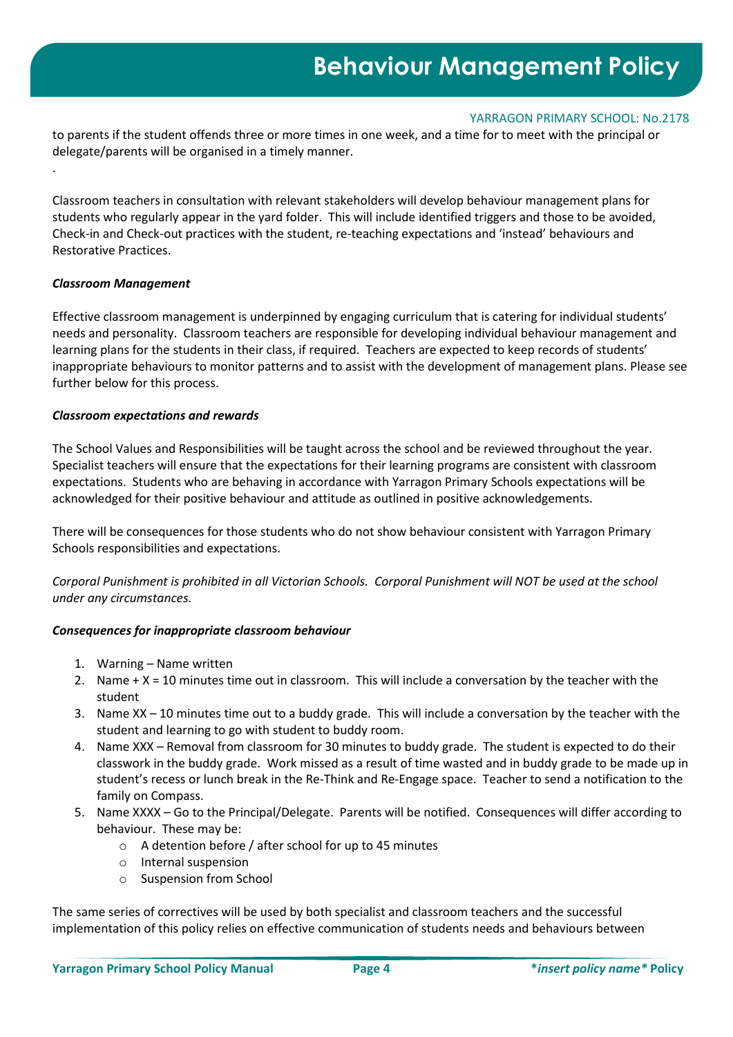to parents if the student offends three or more times in one week, and a time for to meet with the principal or delegate/parents will be organised in a timely manner.

.

Classroom teachers in consultation with relevant stakeholders will develop behaviour management plans for students who regularly appear in the yard folder. This will include identified triggers and those to be avoided, Check-in and Check-out practices with the student, re-teaching expectations and 'instead' behaviours and Restorative Practices.

***Classroom Management***

Effective classroom management is underpinned by engaging curriculum that is catering for individual students' needs and personality. Classroom teachers are responsible for developing individual behaviour management and learning plans for the students in their class, if required. Teachers are expected to keep records of students' inappropriate behaviours to monitor patterns and to assist with the development of management plans. Please see further below for this process.

***Classroom expectations and rewards***

The School Values and Responsibilities will be taught across the school and be reviewed throughout the year. Specialist teachers will ensure that the expectations for their learning programs are consistent with classroom expectations. Students who are behaving in accordance with Yarragon Primary Schools expectations will be acknowledged for their positive behaviour and attitude as outlined in positive acknowledgements.

There will be consequences for those students who do not show behaviour consistent with Yarragon Primary Schools responsibilities and expectations.

*Corporal Punishment is prohibited in all Victorian Schools. Corporal Punishment will NOT be used at the school under any circumstances.*

***Consequences for inappropriate classroom behaviour***

1. Warning – Name written
2. Name + X = 10 minutes time out in classroom. This will include a conversation by the teacher with the student
3. Name XX – 10 minutes time out to a buddy grade. This will include a conversation by the teacher with the student and learning to go with student to buddy room.
4. Name XXX – Removal from classroom for 30 minutes to buddy grade. The student is expected to do their classwork in the buddy grade. Work missed as a result of time wasted and in buddy grade to be made up in student's recess or lunch break in the Re-Think and Re-Engage space. Teacher to send a notification to the family on Compass.
5. Name XXXX – Go to the Principal/Delegate. Parents will be notified. Consequences will differ according to behaviour. These may be:
   - A detention before / after school for up to 45 minutes
   - Internal suspension
   - Suspension from School

The same series of correctives will be used by both specialist and classroom teachers and the successful implementation of this policy relies on effective communication of students needs and behaviours between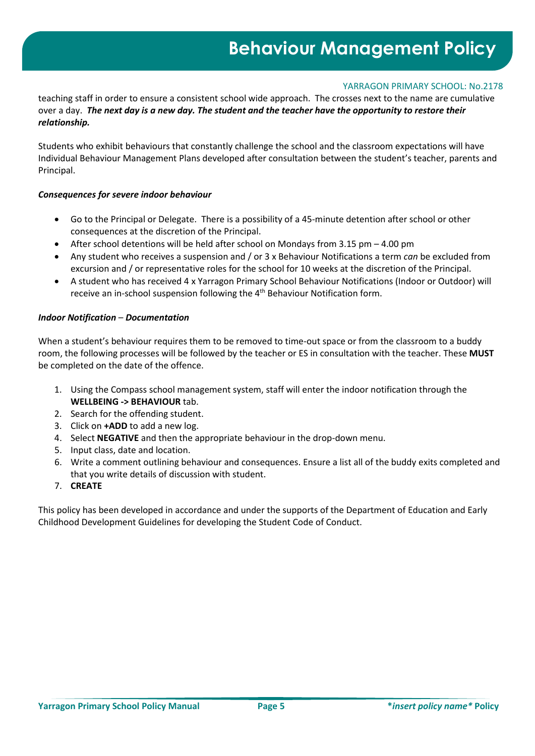teaching staff in order to ensure a consistent school wide approach. The crosses next to the name are cumulative over a day. ***The next day is a new day. The student and the teacher have the opportunity to restore their relationship.***

Students who exhibit behaviours that constantly challenge the school and the classroom expectations will have Individual Behaviour Management Plans developed after consultation between the student's teacher, parents and Principal.

***Consequences for severe indoor behaviour***

- Go to the Principal or Delegate. There is a possibility of a 45-minute detention after school or other consequences at the discretion of the Principal.
- After school detentions will be held after school on Mondays from 3.15 pm – 4.00 pm
- Any student who receives a suspension and / or 3 x Behaviour Notifications a term *can* be excluded from excursion and / or representative roles for the school for 10 weeks at the discretion of the Principal.
- A student who has received 4 x Yarragon Primary School Behaviour Notifications (Indoor or Outdoor) will receive an in-school suspension following the 4th Behaviour Notification form.

***Indoor Notification – Documentation***

When a student's behaviour requires them to be removed to time-out space or from the classroom to a buddy room, the following processes will be followed by the teacher or ES in consultation with the teacher. These **MUST** be completed on the date of the offence.

1. Using the Compass school management system, staff will enter the indoor notification through the **WELLBEING -> BEHAVIOUR** tab.
2. Search for the offending student.
3. Click on **+ADD** to add a new log.
4. Select **NEGATIVE** and then the appropriate behaviour in the drop-down menu.
5. Input class, date and location.
6. Write a comment outlining behaviour and consequences. Ensure a list all of the buddy exits completed and that you write details of discussion with student.
7. **CREATE**

This policy has been developed in accordance and under the supports of the Department of Education and Early Childhood Development Guidelines for developing the Student Code of Conduct.